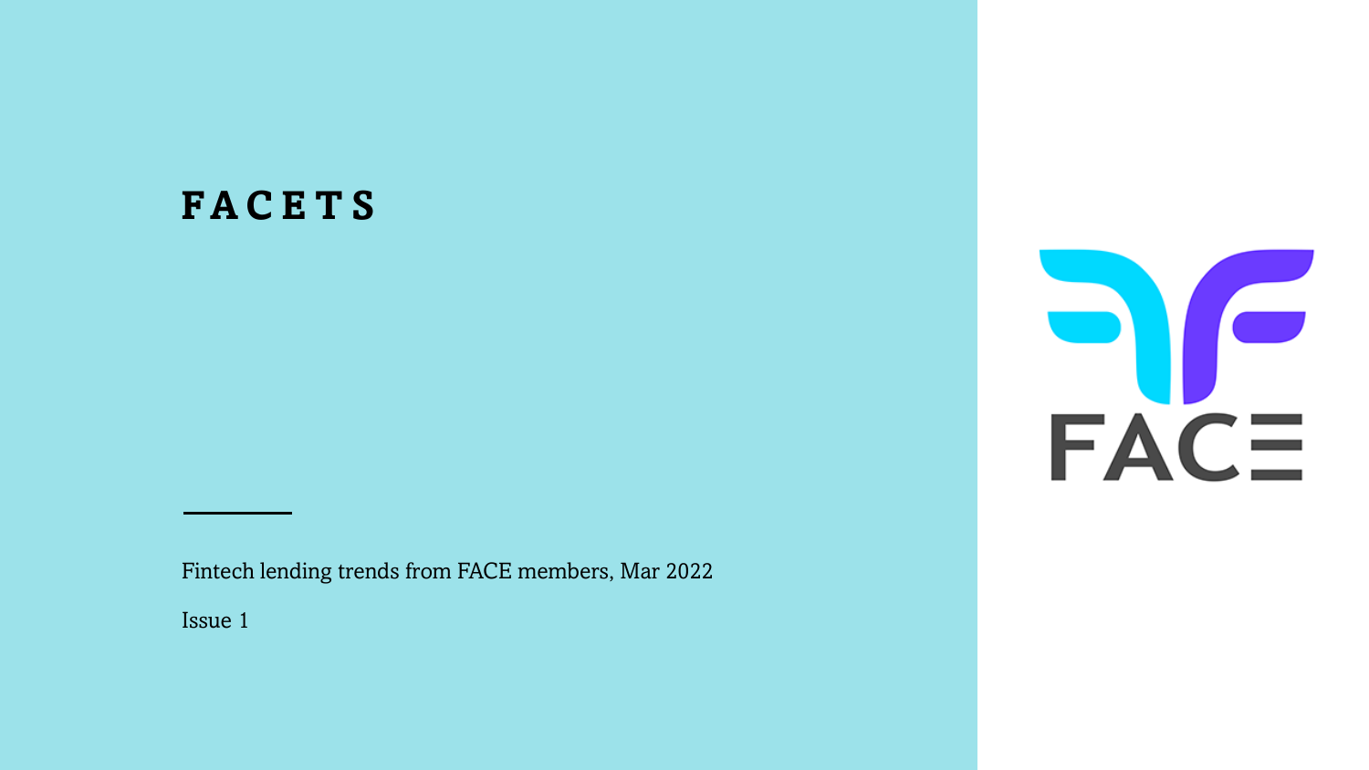# FACETS

Fintech lending trends from FACE members, Mar 2022

Issue 1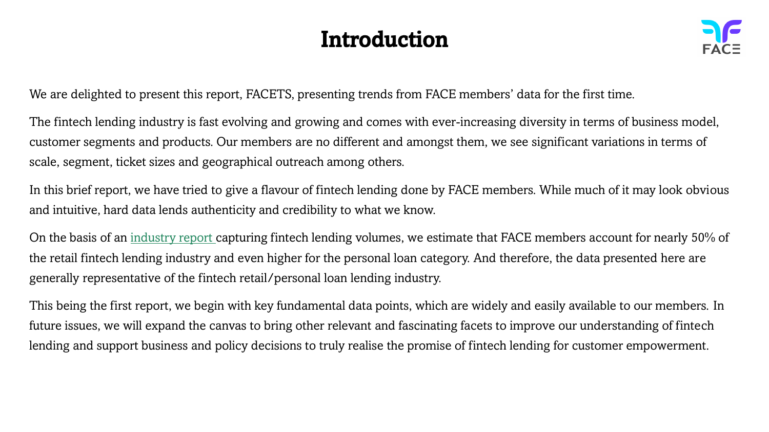# Introduction

We are delighted to present this report, FACETS, presenting trends from FACE members' data for the first time.

The fintech lending industry is fast evolving and growing and comes with ever-increasing diversity in terms of business model, customer segments and products. Our members are no different and amongst them, we see significant variations in terms of scale, segment, ticket sizes and geographical outreach among others.

In this brief report, we have tried to give a flavour of fintech lending done by FACE members. While much of it may look obvious and intuitive, hard data lends authenticity and credibility to what we know.

On the basis of an industry report capturing fintech lending volumes, we estimate that FACE members account for nearly 50% of the retail fintech lending industry and even higher for the personal loan category. And therefore, the data presented here are generally representative of the fintech retail/personal loan lending industry.

This being the first report, we begin with key fundamental data points, which are widely and easily available to our members. In future issues, we will expand the canvas to bring other relevant and fascinating facets to improve our understanding of fintech lending and support business and policy decisions to truly realise the promise of fintech lending for customer empowerment.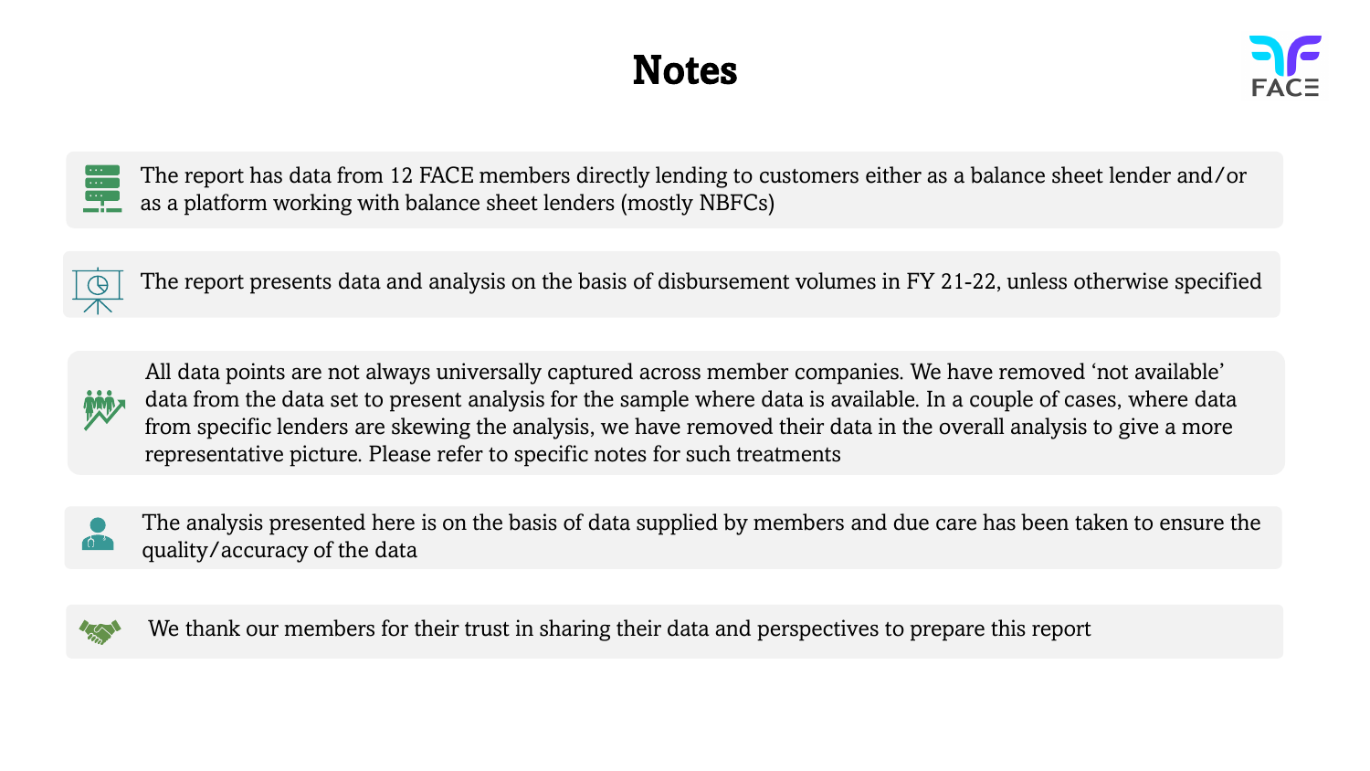# Notes

- The report has data from 12 FACE members directly lending to customers either as a balance sheet lender and/or as a platform working with balance sheet lenders (mostly NBFCs)

- The report presents data and analysis on the basis of disbursement volumes in FY 21-22, unless otherwise specified

- All data points are not always universally captured across member companies. We have removed ‘not available’ data from the data set to present analysis for the sample where data is available. In a couple of cases, where data from specific lenders are skewing the analysis, we have removed their data in the overall analysis to give a more representative picture. Please refer to specific notes for such treatments

- The analysis presented here is on the basis of data supplied by members and due care has been taken to ensure the quality/accuracy of the data

- We thank our members for their trust in sharing their data and perspectives to prepare this report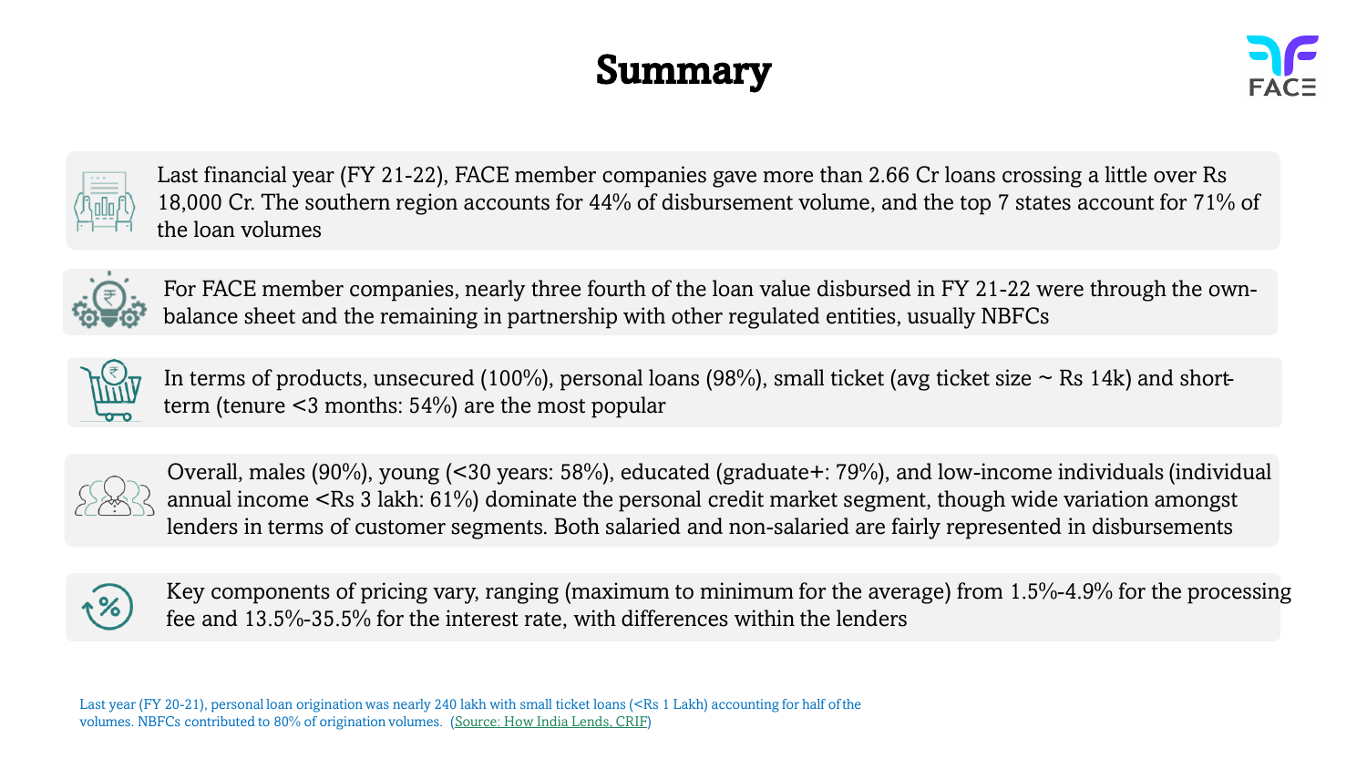# Summary

- Last financial year (FY 21-22), FACE member companies gave more than 2.66 Cr loans crossing a little over Rs 18,000 Cr. The southern region accounts for 44% of disbursement volume, and the top 7 states account for 71% of the loan volumes

- For FACE member companies, nearly three fourth of the loan value disbursed in FY 21-22 were through the own-balance sheet and the remaining in partnership with other regulated entities, usually NBFCs

- In terms of products, unsecured (100%), personal loans (98%), small ticket (avg ticket size ~ Rs 14k) and short-term (tenure <3 months: 54%) are the most popular

- Overall, males (90%), young (<30 years: 58%), educated (graduate+: 79%), and low-income individuals (individual annual income <Rs 3 lakh: 61%) dominate the personal credit market segment, though wide variation amongst lenders in terms of customer segments. Both salaried and non-salaried are fairly represented in disbursements

- Key components of pricing vary, ranging (maximum to minimum for the average) from 1.5%-4.9% for the processing fee and 13.5%-35.5% for the interest rate, with differences within the lenders

Last year (FY 20-21), personal loan origination was nearly 240 lakh with small ticket loans (<Rs 1 Lakh) accounting for half of the volumes. NBFCs contributed to 80% of origination volumes. (Source: How India Lends, CRIF)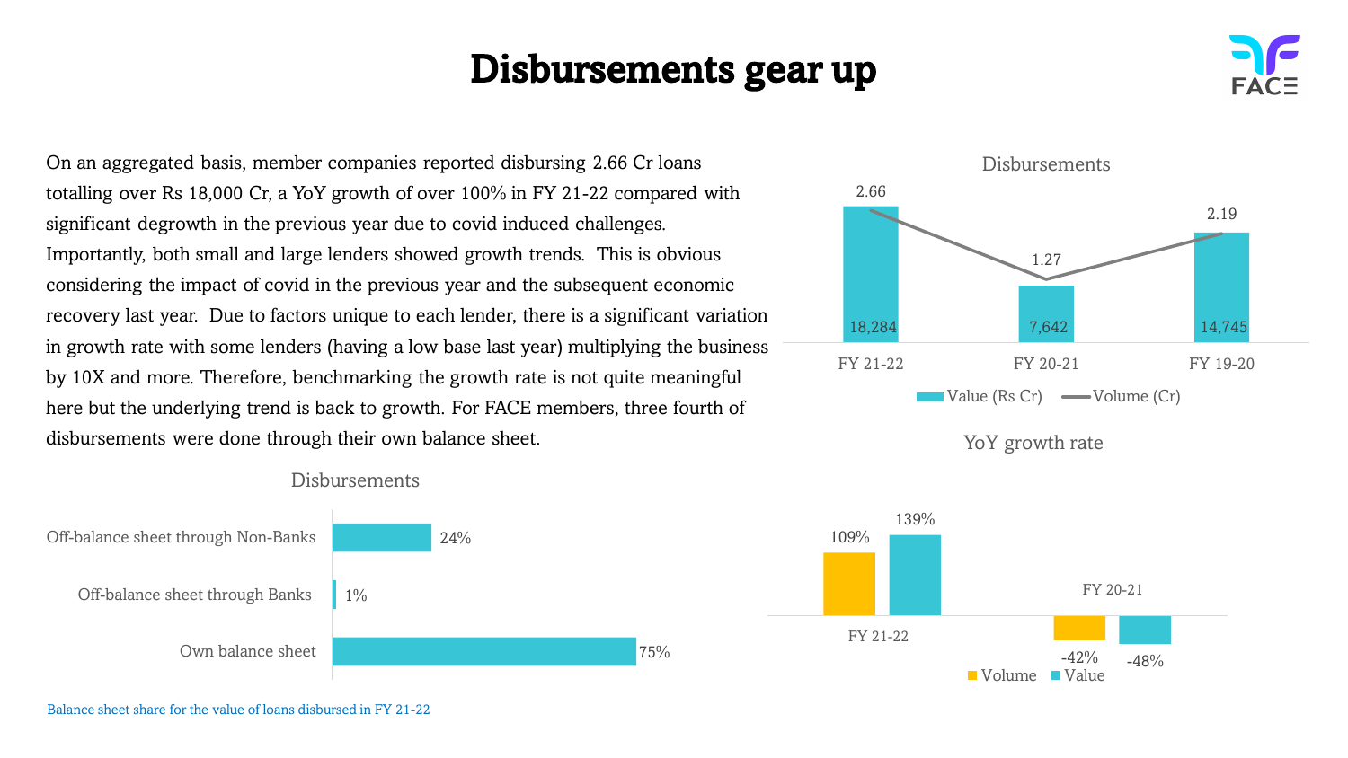# Disbursements gear up

On an aggregated basis, member companies reported disbursing 2.66 Cr loans totalling over Rs 18,000 Cr, a YoY growth of over 100% in FY 21-22 compared with significant degrowth in the previous year due to covid induced challenges. Importantly, both small and large lenders showed growth trends. This is obvious considering the impact of covid in the previous year and the subsequent economic recovery last year. Due to factors unique to each lender, there is a significant variation in growth rate with some lenders (having a low base last year) multiplying the business by 10X and more. Therefore, benchmarking the growth rate is not quite meaningful here but the underlying trend is back to growth. For FACE members, three fourth of disbursements were done through their own balance sheet.

**Disbursements**

| | Value (Rs Cr) | Volume (Cr) |
|---|---|---|
| FY 21-22 | 18,284 | 2.66 |
| FY 20-21 | 7,642 | 1.27 |
| FY 19-20 | 14,745 | 2.19 |

**YoY growth rate**

| | Volume | Value |
|---|---|---|
| FY 21-22 | 109% | 139% |
| FY 20-21 | -42% | -48% |

**Disbursements**

| Channel | Share |
|---|---|
| Off-balance sheet through Non-Banks | 24% |
| Off-balance sheet through Banks | 1% |
| Own balance sheet | 75% |

Balance sheet share for the value of loans disbursed in FY 21-22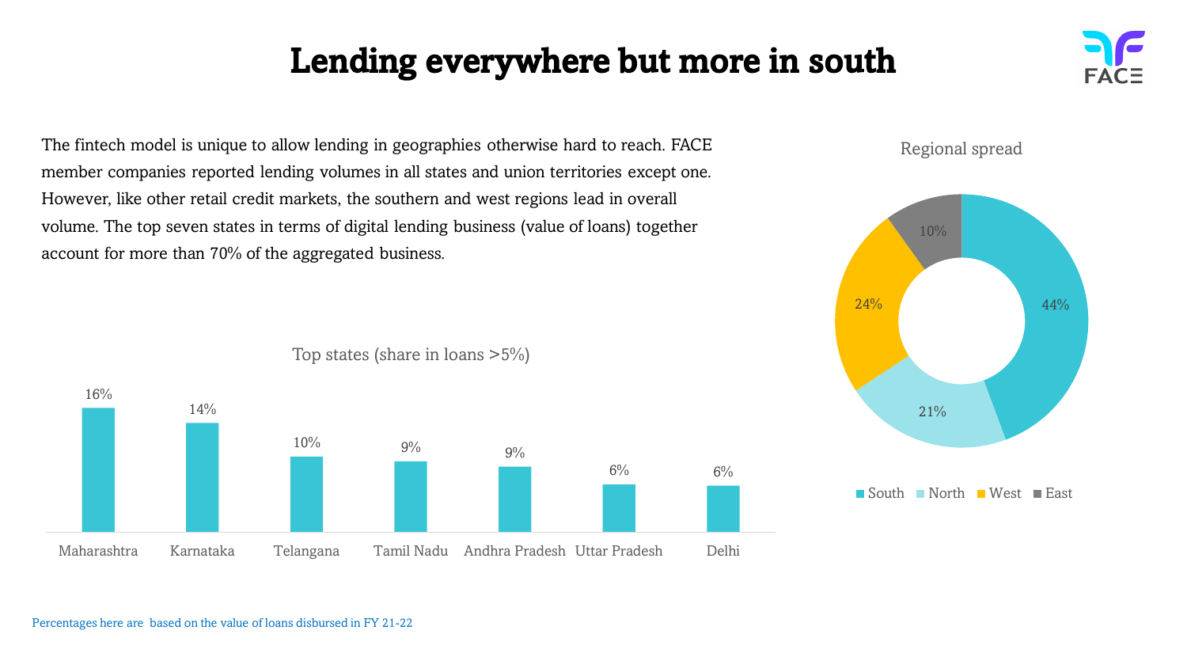# Lending everywhere but more in south

The fintech model is unique to allow lending in geographies otherwise hard to reach. FACE member companies reported lending volumes in all states and union territories except one. However, like other retail credit markets, the southern and west regions lead in overall volume. The top seven states in terms of digital lending business (value of loans) together account for more than 70% of the aggregated business.

**Top states (share in loans >5%)**

| State | Share |
| --- | --- |
| Maharashtra | 16% |
| Karnataka | 14% |
| Telangana | 10% |
| Tamil Nadu | 9% |
| Andhra Pradesh | 9% |
| Uttar Pradesh | 6% |
| Delhi | 6% |

**Regional spread**

| Region | Share |
| --- | --- |
| South | 44% |
| North | 21% |
| West | 24% |
| East | 10% |

Percentages here are based on the value of loans disbursed in FY 21-22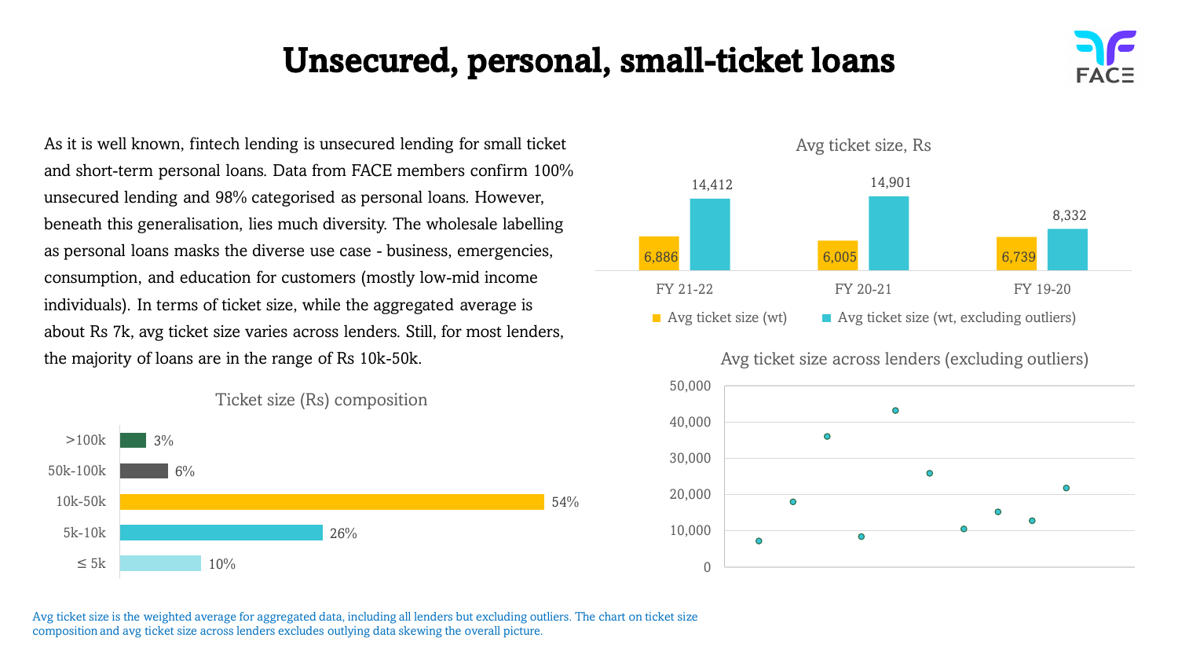# Unsecured, personal, small-ticket loans

As it is well known, fintech lending is unsecured lending for small ticket and short-term personal loans. Data from FACE members confirm 100% unsecured lending and 98% categorised as personal loans. However, beneath this generalisation, lies much diversity. The wholesale labelling as personal loans masks the diverse use case - business, emergencies, consumption, and education for customers (mostly low-mid income individuals). In terms of ticket size, while the aggregated average is about Rs 7k, avg ticket size varies across lenders. Still, for most lenders, the majority of loans are in the range of Rs 10k-50k.

**Ticket size (Rs) composition**

| Ticket size | Share |
|---|---|
| >100k | 3% |
| 50k-100k | 6% |
| 10k-50k | 54% |
| 5k-10k | 26% |
| ≤ 5k | 10% |

**Avg ticket size, Rs**

| | FY 21-22 | FY 20-21 | FY 19-20 |
|---|---|---|---|
| Avg ticket size (wt) | 6,886 | 6,005 | 6,739 |
| Avg ticket size (wt, excluding outliers) | 14,412 | 14,901 | 8,332 |

**Avg ticket size across lenders (excluding outliers)**

Avg ticket size is the weighted average for aggregated data, including all lenders but excluding outliers. The chart on ticket size composition and avg ticket size across lenders excludes outlying data skewing the overall picture.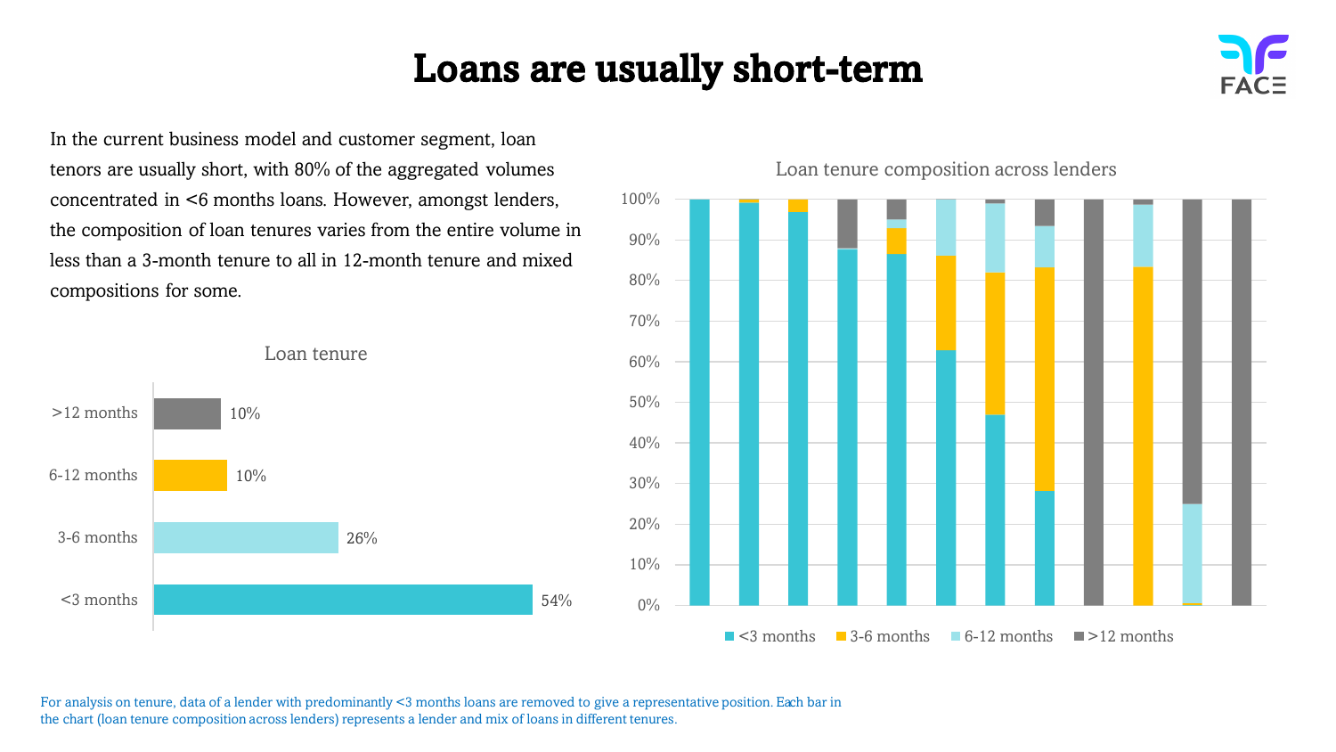# Loans are usually short-term

In the current business model and customer segment, loan tenors are usually short, with 80% of the aggregated volumes concentrated in <6 months loans. However, amongst lenders, the composition of loan tenures varies from the entire volume in less than a 3-month tenure to all in 12-month tenure and mixed compositions for some.

**Loan tenure**

| Tenure | Share |
|---|---|
| >12 months | 10% |
| 6-12 months | 10% |
| 3-6 months | 26% |
| <3 months | 54% |

**Loan tenure composition across lenders**

Legend: <3 months, 3-6 months, 6-12 months, >12 months

For analysis on tenure, data of a lender with predominantly <3 months loans are removed to give a representative position. Each bar in the chart (loan tenure composition across lenders) represents a lender and mix of loans in different tenures.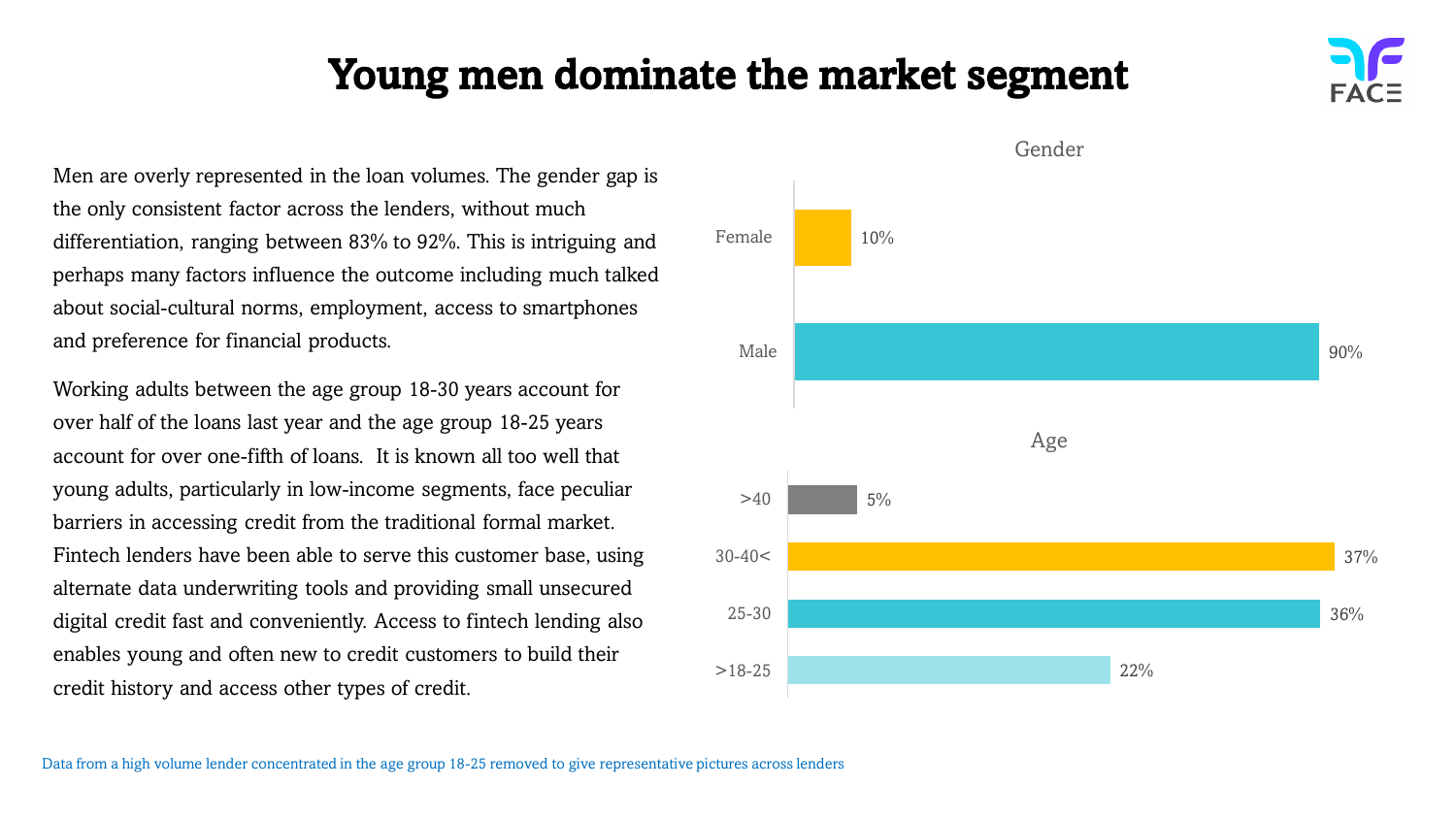# Young men dominate the market segment

Men are overly represented in the loan volumes. The gender gap is the only consistent factor across the lenders, without much differentiation, ranging between 83% to 92%. This is intriguing and perhaps many factors influence the outcome including much talked about social-cultural norms, employment, access to smartphones and preference for financial products.

Working adults between the age group 18-30 years account for over half of the loans last year and the age group 18-25 years account for over one-fifth of loans. It is known all too well that young adults, particularly in low-income segments, face peculiar barriers in accessing credit from the traditional formal market. Fintech lenders have been able to serve this customer base, using alternate data underwriting tools and providing small unsecured digital credit fast and conveniently. Access to fintech lending also enables young and often new to credit customers to build their credit history and access other types of credit.

**Gender**

| Gender | Share |
| --- | --- |
| Female | 10% |
| Male | 90% |

**Age**

| Age | Share |
| --- | --- |
| >40 | 5% |
| 30-40< | 37% |
| 25-30 | 36% |
| >18-25 | 22% |

Data from a high volume lender concentrated in the age group 18-25 removed to give representative pictures across lenders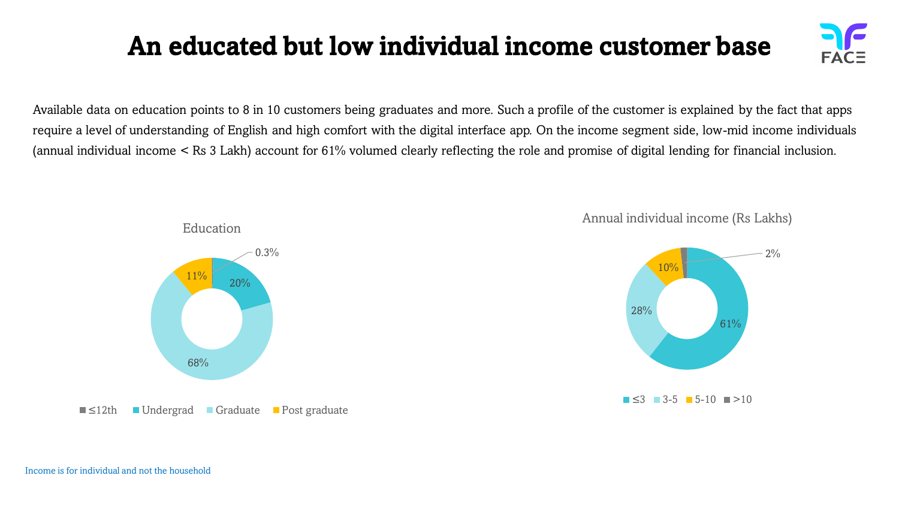# An educated but low individual income customer base

Available data on education points to 8 in 10 customers being graduates and more. Such a profile of the customer is explained by the fact that apps require a level of understanding of English and high comfort with the digital interface app. On the income segment side, low-mid income individuals (annual individual income < Rs 3 Lakh) account for 61% volumed clearly reflecting the role and promise of digital lending for financial inclusion.

**Education**

| Category | Share |
|---|---|
| ≤12th | 0.3% |
| Undergrad | 20% |
| Graduate | 68% |
| Post graduate | 11% |

**Annual individual income (Rs Lakhs)**

| Category | Share |
|---|---|
| ≤3 | 61% |
| 3-5 | 28% |
| 5-10 | 10% |
| >10 | 2% |

Income is for individual and not the household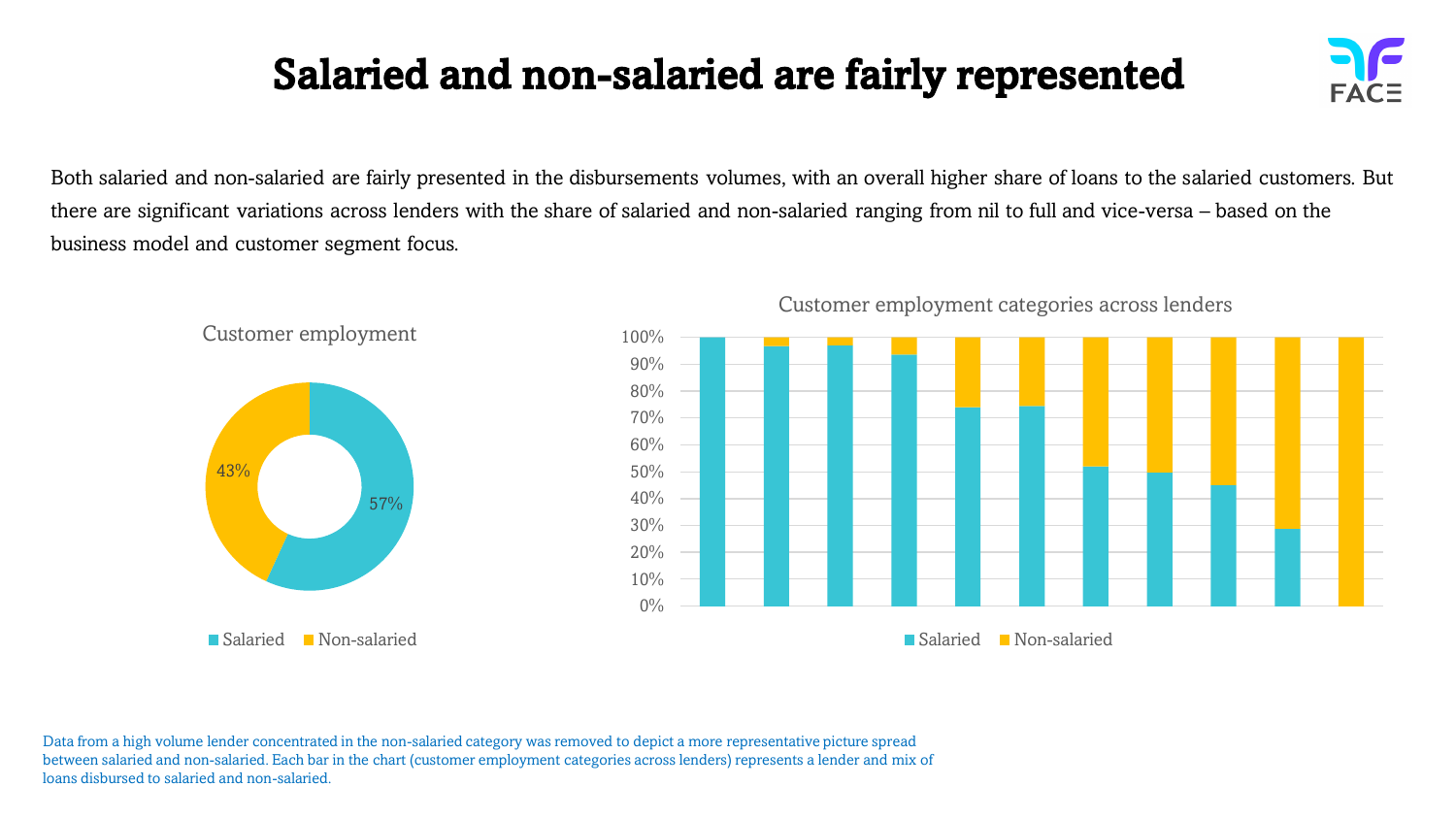# Salaried and non-salaried are fairly represented

Both salaried and non-salaried are fairly presented in the disbursements volumes, with an overall higher share of loans to the salaried customers. But there are significant variations across lenders with the share of salaried and non-salaried ranging from nil to full and vice-versa – based on the business model and customer segment focus.

**Customer employment**

- Salaried: 57%
- Non-salaried: 43%

**Customer employment categories across lenders**

Data from a high volume lender concentrated in the non-salaried category was removed to depict a more representative picture spread between salaried and non-salaried. Each bar in the chart (customer employment categories across lenders) represents a lender and mix of loans disbursed to salaried and non-salaried.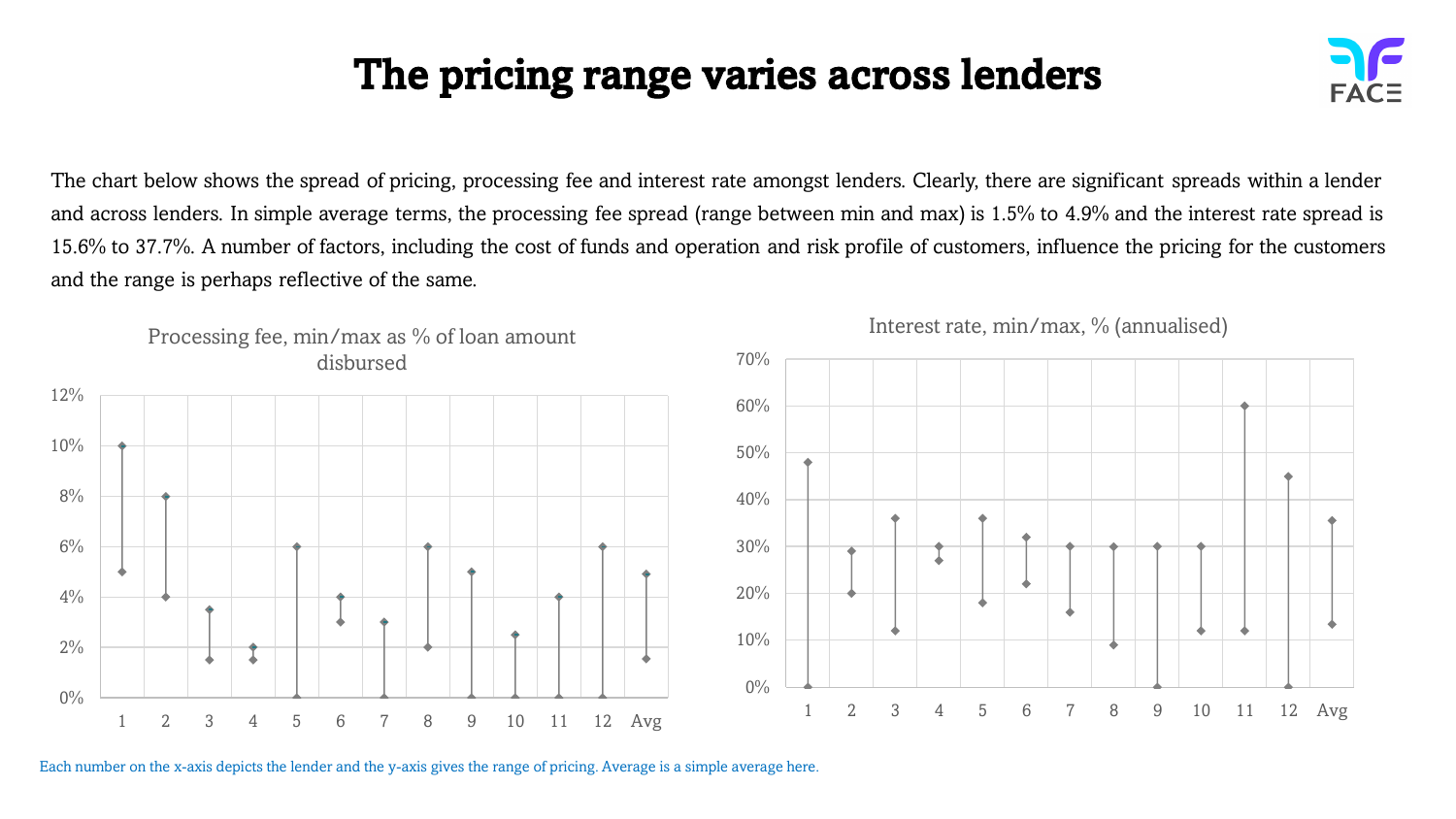# The pricing range varies across lenders

The chart below shows the spread of pricing, processing fee and interest rate amongst lenders. Clearly, there are significant spreads within a lender and across lenders. In simple average terms, the processing fee spread (range between min and max) is 1.5% to 4.9% and the interest rate spread is 15.6% to 37.7%. A number of factors, including the cost of funds and operation and risk profile of customers, influence the pricing for the customers and the range is perhaps reflective of the same.

Processing fee, min/max as % of loan amount disbursed

Interest rate, min/max, % (annualised)

Each number on the x-axis depicts the lender and the y-axis gives the range of pricing. Average is a simple average here.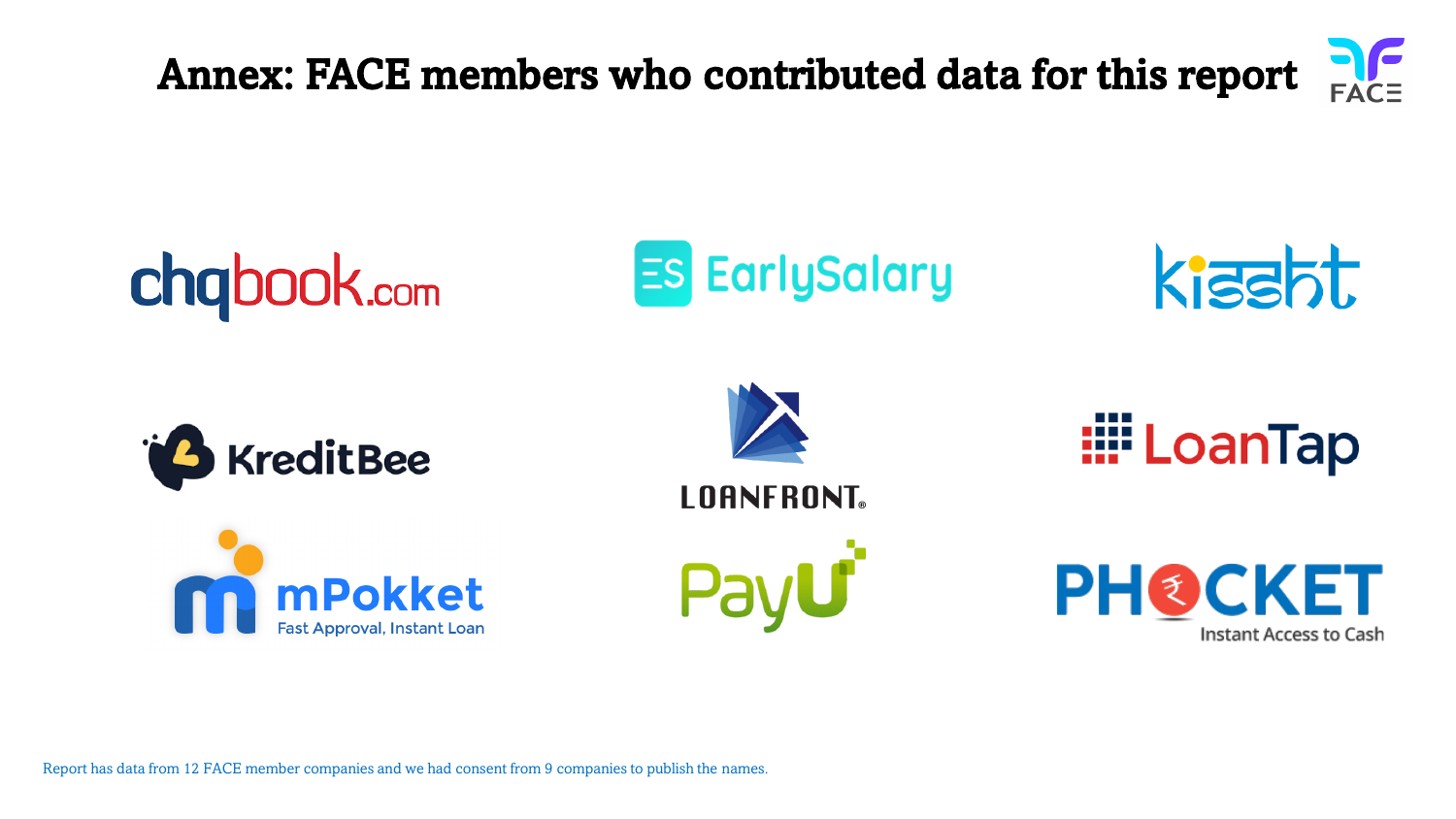# Annex: FACE members who contributed data for this report

chqbook.com

EarlySalary

kissht

KreditBee

LOANFRONT

LoanTap

mPokket
Fast Approval, Instant Loan

PayU

PHOCKET
Instant Access to Cash

Report has data from 12 FACE member companies and we had consent from 9 companies to publish the names.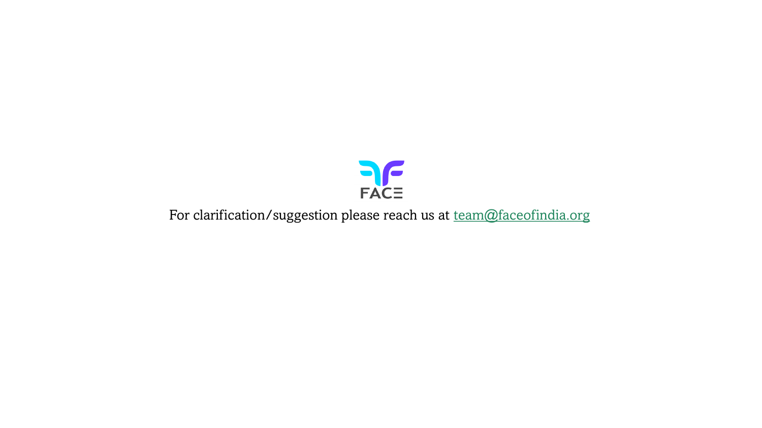FACE

For clarification/suggestion please reach us at team@faceofindia.org